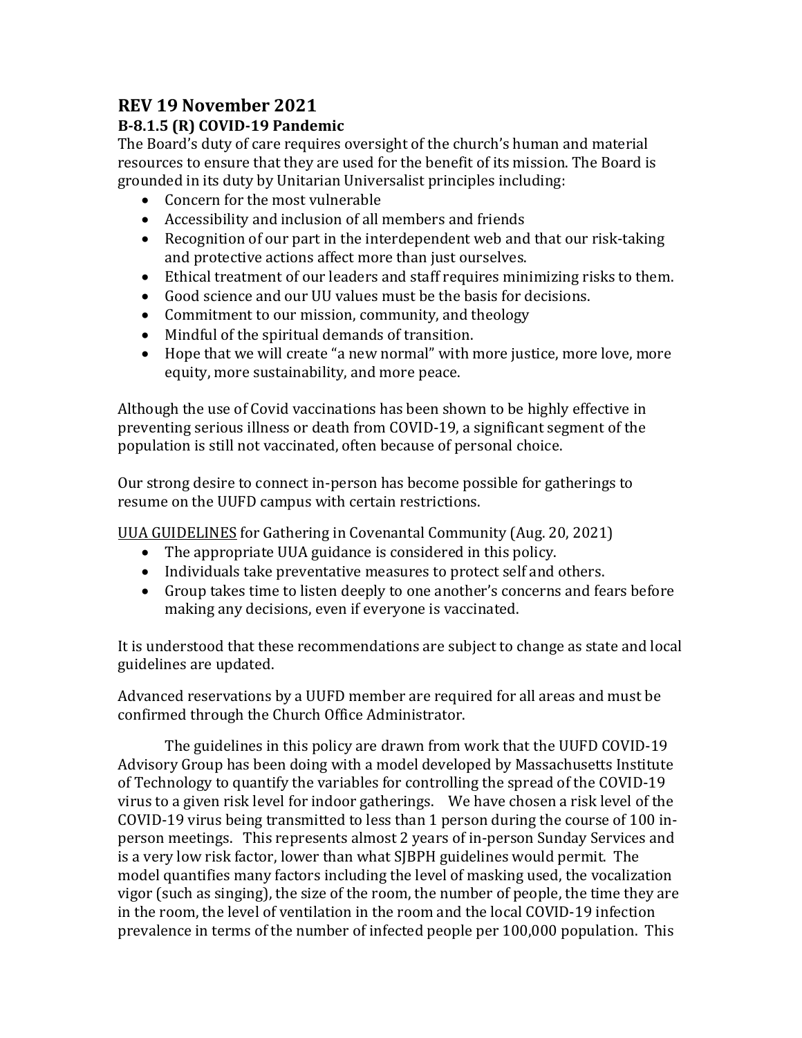## REV 19 November 2021

### B-8.1.5 (R) COVID-19 Pandemic

The Board's duty of care requires oversight of the church's human and material resources to ensure that they are used for the benefit of its mission. The Board is grounded in its duty by Unitarian Universalist principles including:

- Concern for the most vulnerable
- Accessibility and inclusion of all members and friends
- Recognition of our part in the interdependent web and that our risk-taking and protective actions affect more than just ourselves.
- Ethical treatment of our leaders and staff requires minimizing risks to them.
- Good science and our UU values must be the basis for decisions.
- Commitment to our mission, community, and theology
- Mindful of the spiritual demands of transition.
- Hope that we will create "a new normal" with more justice, more love, more equity, more sustainability, and more peace.

Although the use of Covid vaccinations has been shown to be highly effective in preventing serious illness or death from COVID-19, a significant segment of the population is still not vaccinated, often because of personal choice.

Our strong desire to connect in-person has become possible for gatherings to resume on the UUFD campus with certain restrictions.

UUA GUIDELINES for Gathering in Covenantal Community (Aug. 20, 2021)

- The appropriate UUA guidance is considered in this policy.
- Individuals take preventative measures to protect self and others.
- Group takes time to listen deeply to one another's concerns and fears before making any decisions, even if everyone is vaccinated.

It is understood that these recommendations are subject to change as state and local guidelines are updated.

Advanced reservations by a UUFD member are required for all areas and must be confirmed through the Church Office Administrator.

The guidelines in this policy are drawn from work that the UUFD COVID-19 Advisory Group has been doing with a model developed by Massachusetts Institute of Technology to quantify the variables for controlling the spread of the COVID-19 virus to a given risk level for indoor gatherings. We have chosen a risk level of the COVID-19 virus being transmitted to less than 1 person during the course of 100 in-person meetings. This represents almost 2 years of in-person Sunday Services and is a very low risk factor, lower than what SJBPH guidelines would permit. The model quantifies many factors including the level of masking used, the vocalization vigor (such as singing), the size of the room, the number of people, the time they are in the room, the level of ventilation in the room and the local COVID-19 infection prevalence in terms of the number of infected people per 100,000 population. This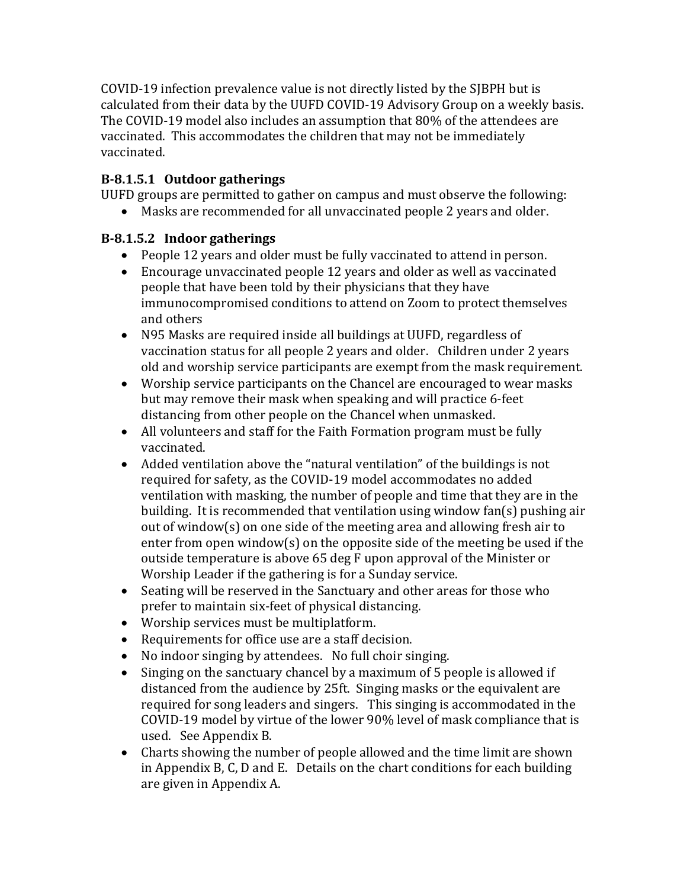COVID-19 infection prevalence value is not directly listed by the SJBPH but is calculated from their data by the UUFD COVID-19 Advisory Group on a weekly basis. The COVID-19 model also includes an assumption that 80% of the attendees are vaccinated. This accommodates the children that may not be immediately vaccinated.

### B-8.1.5.1 Outdoor gatherings

UUFD groups are permitted to gather on campus and must observe the following:

- Masks are recommended for all unvaccinated people 2 years and older.

### B-8.1.5.2 Indoor gatherings

- People 12 years and older must be fully vaccinated to attend in person.
- Encourage unvaccinated people 12 years and older as well as vaccinated people that have been told by their physicians that they have immunocompromised conditions to attend on Zoom to protect themselves and others
- N95 Masks are required inside all buildings at UUFD, regardless of vaccination status for all people 2 years and older. Children under 2 years old and worship service participants are exempt from the mask requirement.
- Worship service participants on the Chancel are encouraged to wear masks but may remove their mask when speaking and will practice 6-feet distancing from other people on the Chancel when unmasked.
- All volunteers and staff for the Faith Formation program must be fully vaccinated.
- Added ventilation above the "natural ventilation" of the buildings is not required for safety, as the COVID-19 model accommodates no added ventilation with masking, the number of people and time that they are in the building. It is recommended that ventilation using window fan(s) pushing air out of window(s) on one side of the meeting area and allowing fresh air to enter from open window(s) on the opposite side of the meeting be used if the outside temperature is above 65 deg F upon approval of the Minister or Worship Leader if the gathering is for a Sunday service.
- Seating will be reserved in the Sanctuary and other areas for those who prefer to maintain six-feet of physical distancing.
- Worship services must be multiplatform.
- Requirements for office use are a staff decision.
- No indoor singing by attendees. No full choir singing.
- Singing on the sanctuary chancel by a maximum of 5 people is allowed if distanced from the audience by 25ft. Singing masks or the equivalent are required for song leaders and singers. This singing is accommodated in the COVID-19 model by virtue of the lower 90% level of mask compliance that is used. See Appendix B.
- Charts showing the number of people allowed and the time limit are shown in Appendix B, C, D and E. Details on the chart conditions for each building are given in Appendix A.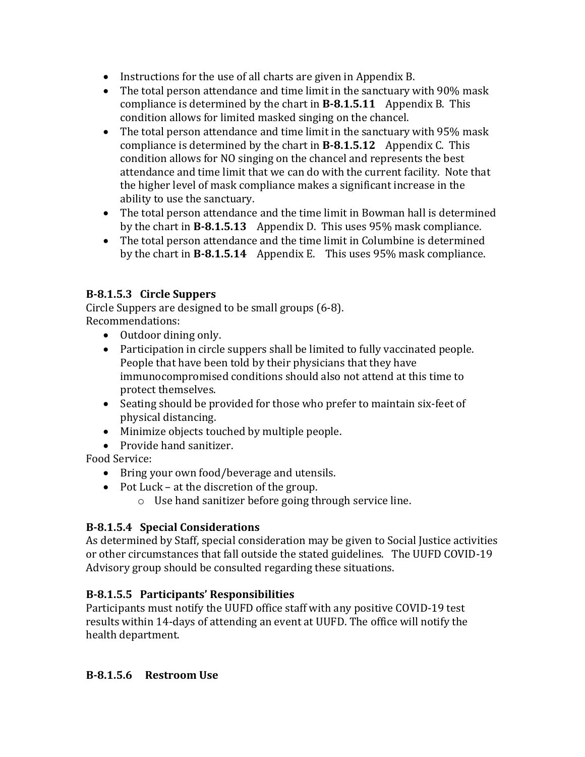- Instructions for the use of all charts are given in Appendix B.
- The total person attendance and time limit in the sanctuary with 90% mask compliance is determined by the chart in **B-8.1.5.11** Appendix B. This condition allows for limited masked singing on the chancel.
- The total person attendance and time limit in the sanctuary with 95% mask compliance is determined by the chart in **B-8.1.5.12** Appendix C. This condition allows for NO singing on the chancel and represents the best attendance and time limit that we can do with the current facility. Note that the higher level of mask compliance makes a significant increase in the ability to use the sanctuary.
- The total person attendance and the time limit in Bowman hall is determined by the chart in **B-8.1.5.13** Appendix D. This uses 95% mask compliance.
- The total person attendance and the time limit in Columbine is determined by the chart in **B-8.1.5.14** Appendix E. This uses 95% mask compliance.

### B-8.1.5.3 Circle Suppers

Circle Suppers are designed to be small groups (6-8).
Recommendations:

- Outdoor dining only.
- Participation in circle suppers shall be limited to fully vaccinated people. People that have been told by their physicians that they have immunocompromised conditions should also not attend at this time to protect themselves.
- Seating should be provided for those who prefer to maintain six-feet of physical distancing.
- Minimize objects touched by multiple people.
- Provide hand sanitizer.

Food Service:

- Bring your own food/beverage and utensils.
- Pot Luck – at the discretion of the group.
  - Use hand sanitizer before going through service line.

### B-8.1.5.4 Special Considerations

As determined by Staff, special consideration may be given to Social Justice activities or other circumstances that fall outside the stated guidelines. The UUFD COVID-19 Advisory group should be consulted regarding these situations.

### B-8.1.5.5 Participants' Responsibilities

Participants must notify the UUFD office staff with any positive COVID-19 test results within 14-days of attending an event at UUFD. The office will notify the health department.

### B-8.1.5.6 Restroom Use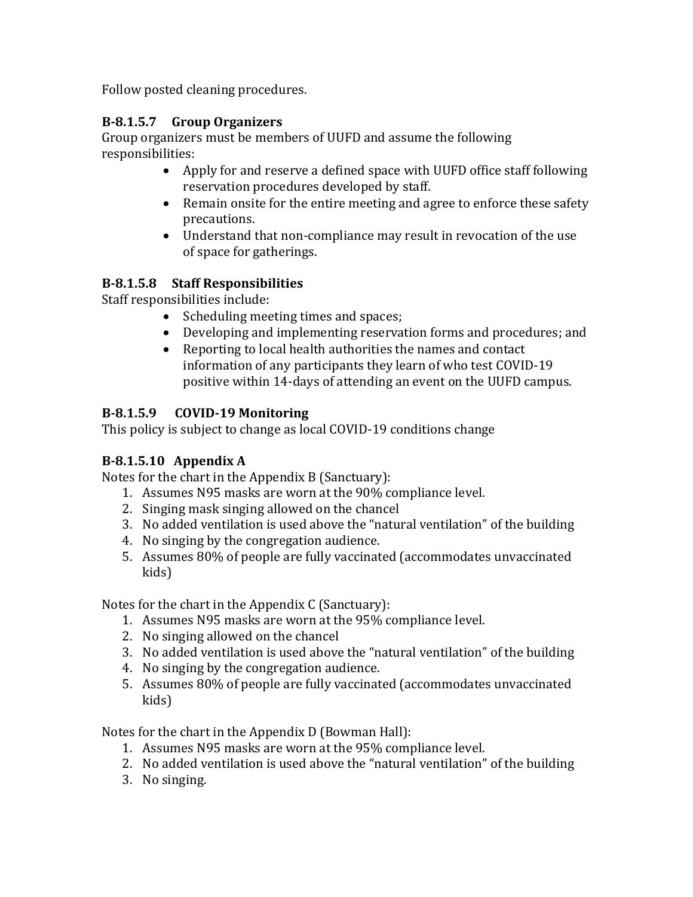Follow posted cleaning procedures.

### B-8.1.5.7 Group Organizers

Group organizers must be members of UUFD and assume the following responsibilities:

- Apply for and reserve a defined space with UUFD office staff following reservation procedures developed by staff.
- Remain onsite for the entire meeting and agree to enforce these safety precautions.
- Understand that non-compliance may result in revocation of the use of space for gatherings.

### B-8.1.5.8 Staff Responsibilities

Staff responsibilities include:

- Scheduling meeting times and spaces;
- Developing and implementing reservation forms and procedures; and
- Reporting to local health authorities the names and contact information of any participants they learn of who test COVID-19 positive within 14-days of attending an event on the UUFD campus.

### B-8.1.5.9 COVID-19 Monitoring

This policy is subject to change as local COVID-19 conditions change

### B-8.1.5.10 Appendix A

Notes for the chart in the Appendix B (Sanctuary):

1. Assumes N95 masks are worn at the 90% compliance level.
2. Singing mask singing allowed on the chancel
3. No added ventilation is used above the "natural ventilation" of the building
4. No singing by the congregation audience.
5. Assumes 80% of people are fully vaccinated (accommodates unvaccinated kids)

Notes for the chart in the Appendix C (Sanctuary):

1. Assumes N95 masks are worn at the 95% compliance level.
2. No singing allowed on the chancel
3. No added ventilation is used above the "natural ventilation" of the building
4. No singing by the congregation audience.
5. Assumes 80% of people are fully vaccinated (accommodates unvaccinated kids)

Notes for the chart in the Appendix D (Bowman Hall):

1. Assumes N95 masks are worn at the 95% compliance level.
2. No added ventilation is used above the "natural ventilation" of the building
3. No singing.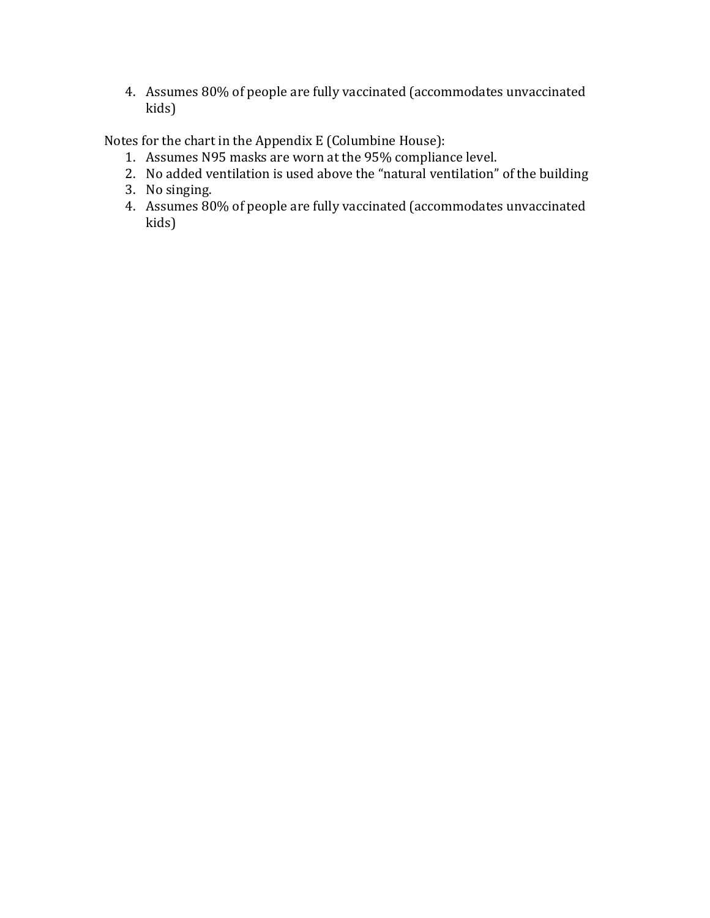4. Assumes 80% of people are fully vaccinated (accommodates unvaccinated kids)

Notes for the chart in the Appendix E (Columbine House):

1. Assumes N95 masks are worn at the 95% compliance level.
2. No added ventilation is used above the "natural ventilation" of the building
3. No singing.
4. Assumes 80% of people are fully vaccinated (accommodates unvaccinated kids)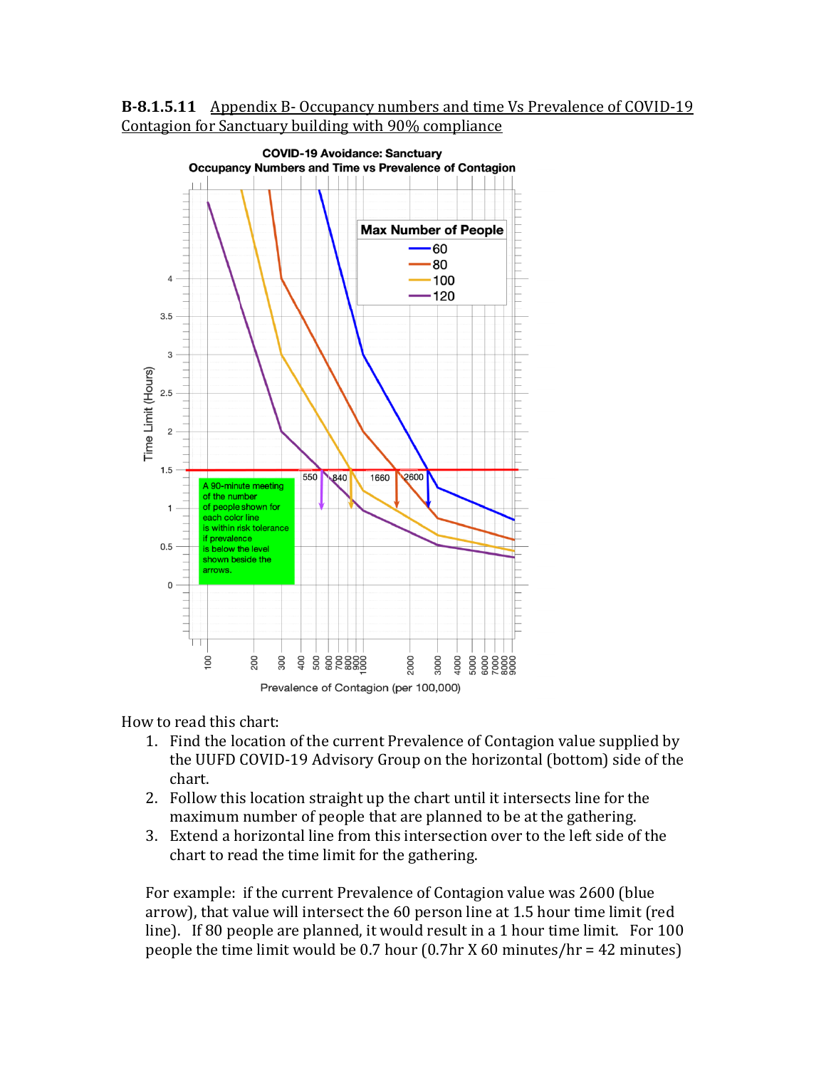**B-8.1.5.11** Appendix B- Occupancy numbers and time Vs Prevalence of COVID-19 Contagion for Sanctuary building with 90% compliance

How to read this chart:

1. Find the location of the current Prevalence of Contagion value supplied by the UUFD COVID-19 Advisory Group on the horizontal (bottom) side of the chart.
2. Follow this location straight up the chart until it intersects line for the maximum number of people that are planned to be at the gathering.
3. Extend a horizontal line from this intersection over to the left side of the chart to read the time limit for the gathering.

For example: if the current Prevalence of Contagion value was 2600 (blue arrow), that value will intersect the 60 person line at 1.5 hour time limit (red line). If 80 people are planned, it would result in a 1 hour time limit. For 100 people the time limit would be 0.7 hour (0.7hr X 60 minutes/hr = 42 minutes)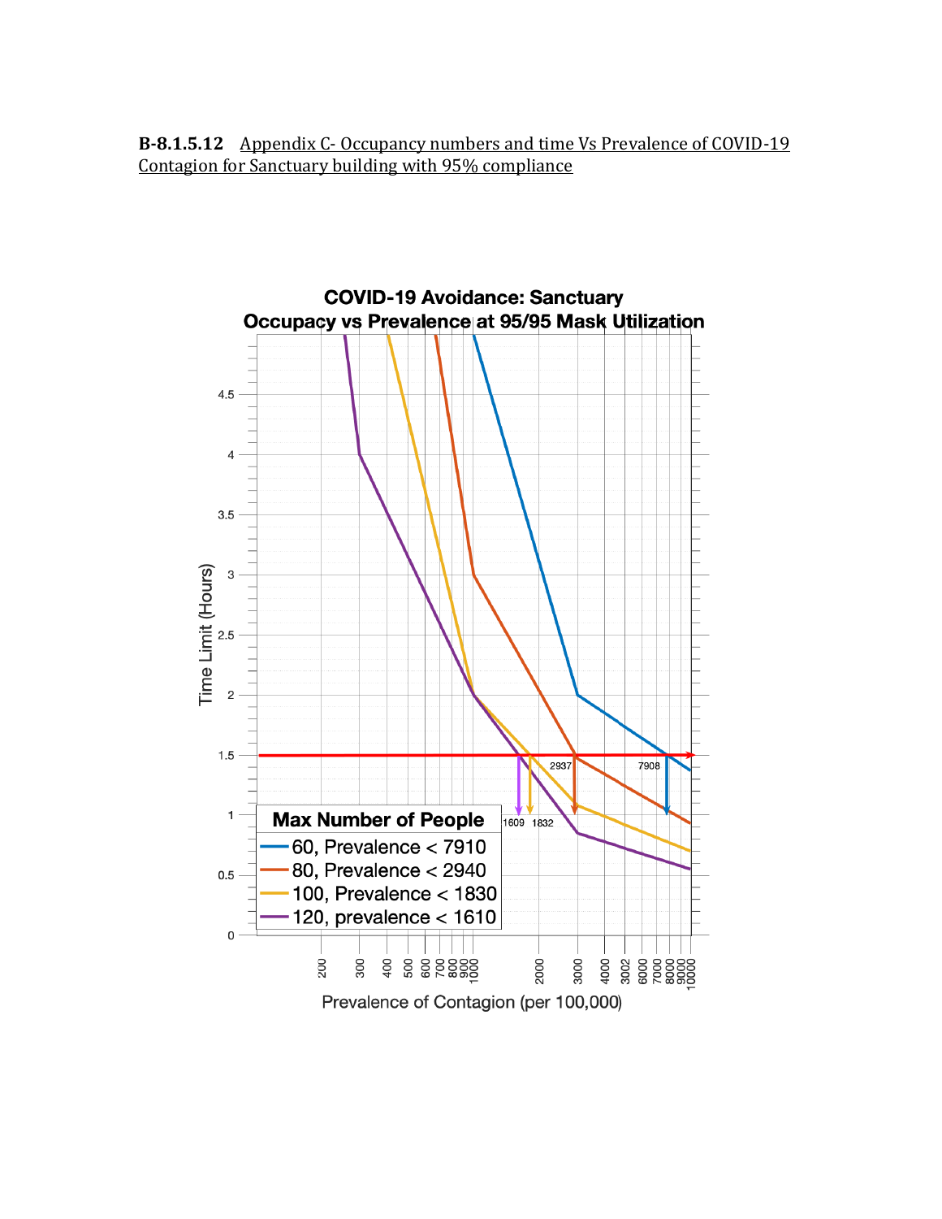**B-8.1.5.12** Appendix C- Occupancy numbers and time Vs Prevalence of COVID-19 Contagion for Sanctuary building with 95% compliance

**COVID-19 Avoidance: Sanctuary**
**Occupacy vs Prevalence at 95/95 Mask Utilization**

| Max Number of People |
|---|
| 60, Prevalence < 7910 |
| 80, Prevalence < 2940 |
| 100, Prevalence < 1830 |
| 120, prevalence < 1610 |

Time Limit (Hours)

Prevalence of Contagion (per 100,000)

1609 1832 2937 7908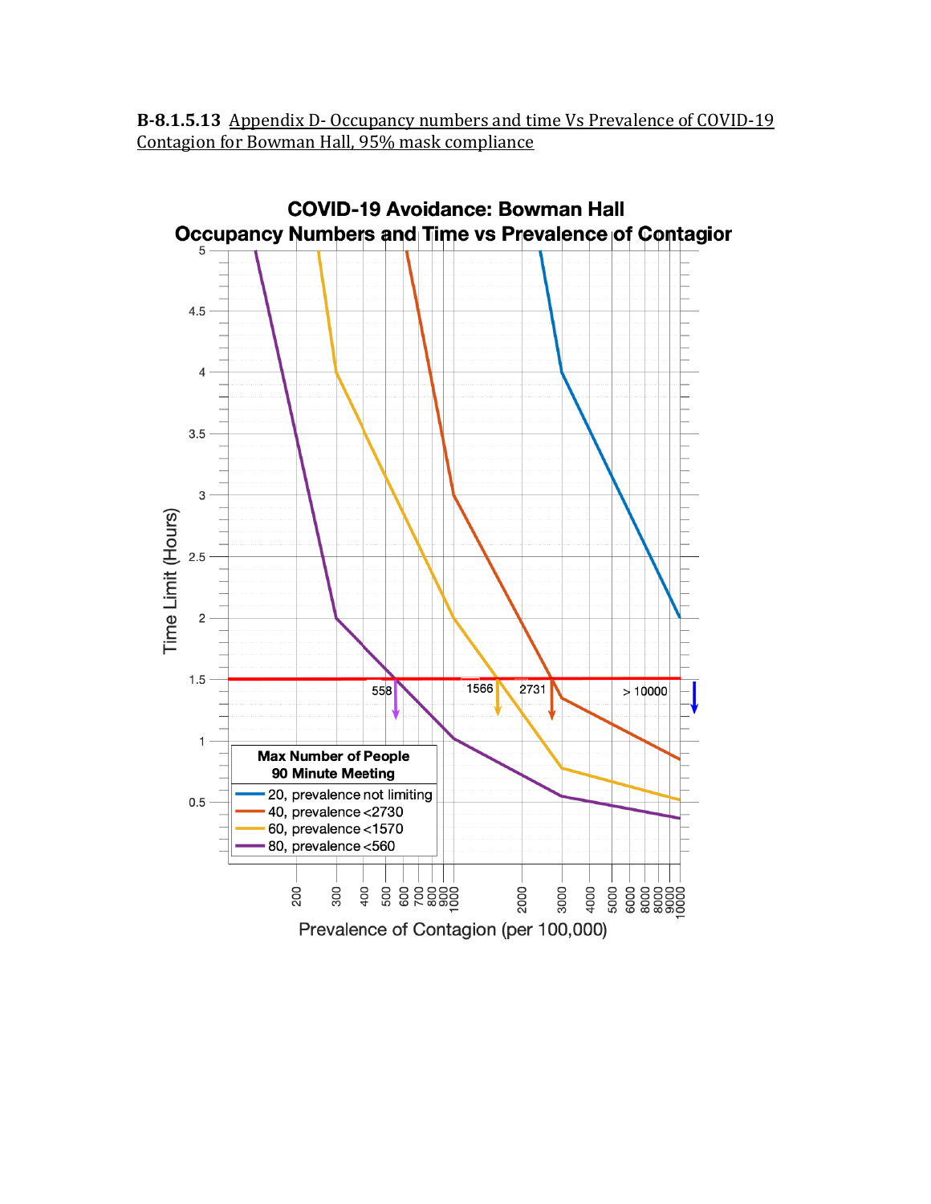**B-8.1.5.13** Appendix D- Occupancy numbers and time Vs Prevalence of COVID-19 Contagion for Bowman Hall, 95% mask compliance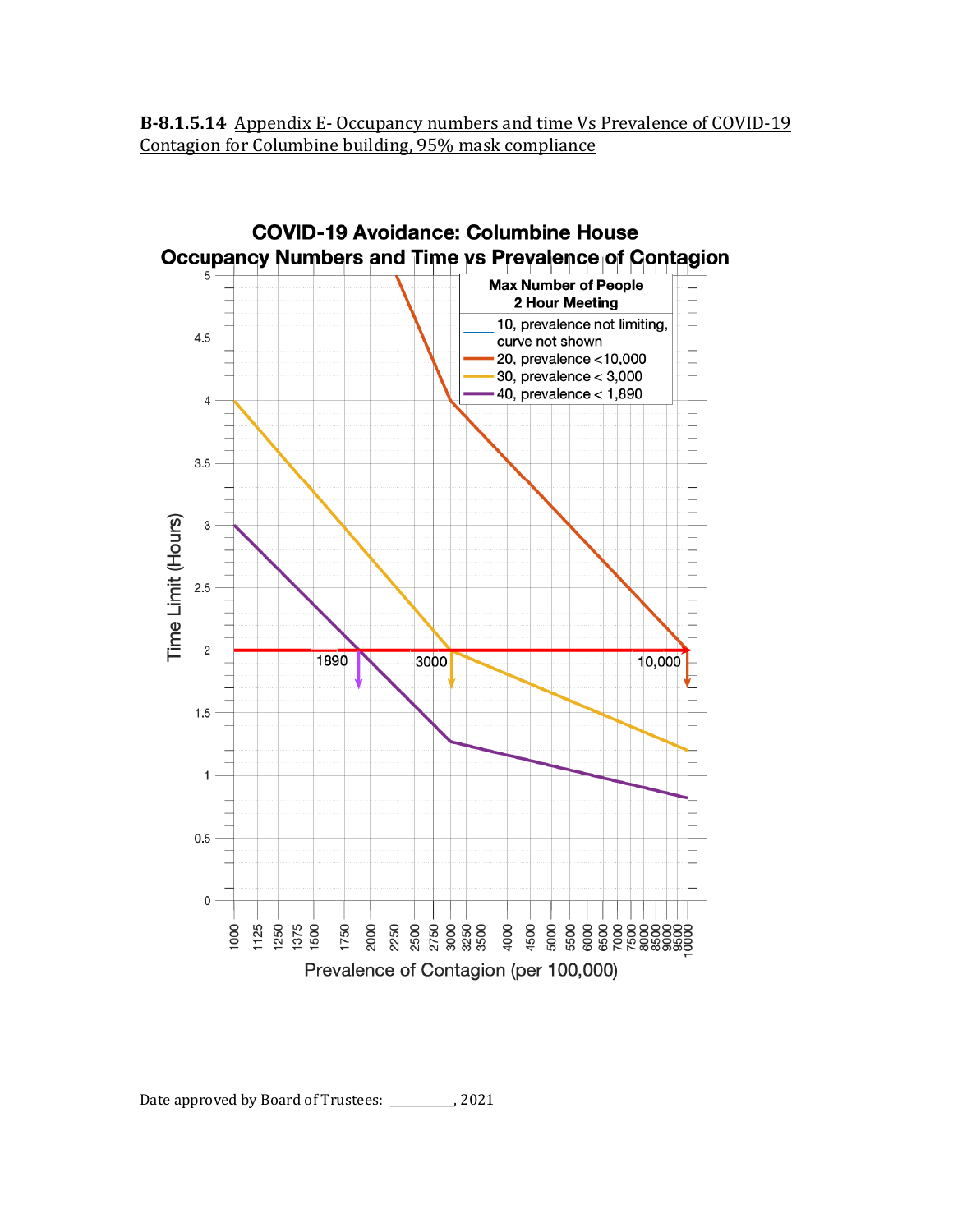**B-8.1.5.14** Appendix E- Occupancy numbers and time Vs Prevalence of COVID-19 Contagion for Columbine building, 95% mask compliance

COVID-19 Avoidance: Columbine House
Occupancy Numbers and Time vs Prevalence of Contagion

Max Number of People
2 Hour Meeting
10, prevalence not limiting, curve not shown
20, prevalence <10,000
30, prevalence < 3,000
40, prevalence < 1,890

Time Limit (Hours)
0
0.5
1
1.5
2
2.5
3
3.5
4
4.5
5

1890
3000
10,000

1000 1125 1250 1375 1500 1750 2000 2250 2500 2750 3000 3250 3500 4000 4500 5000 5500 6000 6500 7000 7500 8000 8500 9000 9500 10000

Prevalence of Contagion (per 100,000)

Date approved by Board of Trustees: __________, 2021